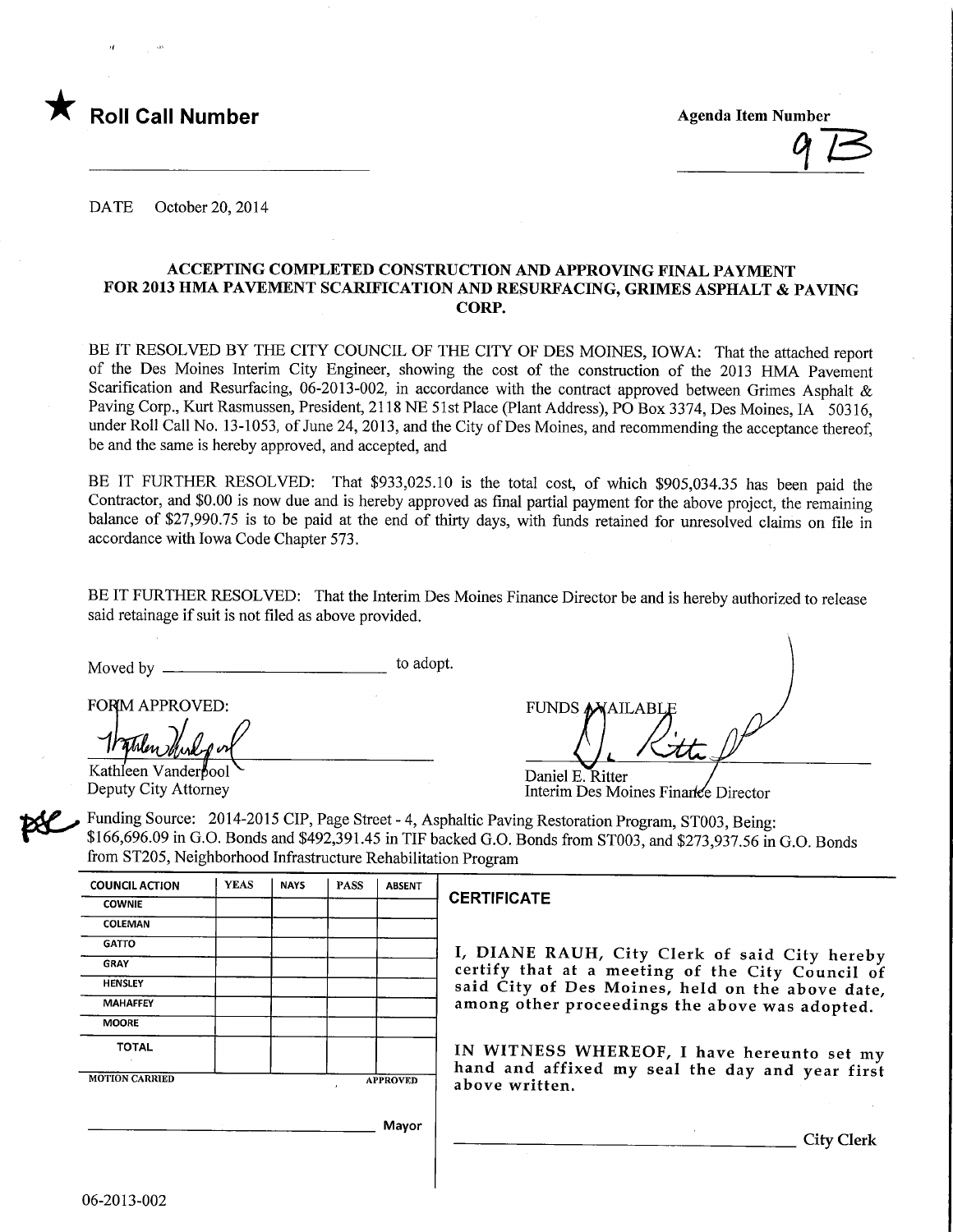★ **Roll Call Number**

**Agenda Item Number**

9B

DATE October 20, 2014

## ACCEPTING COMPLETED CONSTRUCTION AND APPROVING FINAL PAYMENT FOR 2013 HMA PAVEMENT SCARIFICATION AND RESURFACING, GRIMES ASPHALT & PAVING CORP.

BE IT RESOLVED BY THE CITY COUNCIL OF THE CITY OF DES MOINES, IOWA: That the attached report of the Des Moines Interim City Engineer, showing the cost of the construction of the 2013 HMA Pavement Scarification and Resurfacing, 06-2013-002, in accordance with the contract approved between Grimes Asphalt & Paving Corp., Kurt Rasmussen, President, 2118 NE 51st Place (Plant Address), PO Box 3374, Des Moines, IA 50316, under Roll Call No. 13-1053, of June 24, 2013, and the City of Des Moines, and recommending the acceptance thereof, be and the same is hereby approved, and accepted, and

BE IT FURTHER RESOLVED: That $933,025.10 is the total cost, of which $905,034.35 has been paid the Contractor, and $0.00 is now due and is hereby approved as final partial payment for the above project, the remaining balance of $27,990.75 is to be paid at the end of thirty days, with funds retained for unresolved claims on file in accordance with Iowa Code Chapter 573.

BE IT FURTHER RESOLVED: That the Interim Des Moines Finance Director be and is hereby authorized to release said retainage if suit is not filed as above provided.

Moved by \_\_\_\_\_\_\_\_\_\_\_\_\_\_\_\_\_\_\_\_\_\_\_\_ to adopt.

FORM APPROVED:

Kathleen Vanderpool
Deputy City Attorney

FUNDS AVAILABLE

Daniel E. Ritter
Interim Des Moines Finance Director

Funding Source: 2014-2015 CIP, Page Street - 4, Asphaltic Paving Restoration Program, ST003, Being: $166,696.09 in G.O. Bonds and $492,391.45 in TIF backed G.O. Bonds from ST003, and $273,937.56 in G.O. Bonds from ST205, Neighborhood Infrastructure Rehabilitation Program

| COUNCIL ACTION | YEAS | NAYS | PASS | ABSENT |
|---|---|---|---|---|
| COWNIE | | | | |
| COLEMAN | | | | |
| GATTO | | | | |
| GRAY | | | | |
| HENSLEY | | | | |
| MAHAFFEY | | | | |
| MOORE | | | | |
| TOTAL | | | | |
| MOTION CARRIED | | | | APPROVED |

\_\_\_\_\_\_\_\_\_\_\_\_\_\_\_\_\_\_\_\_\_\_\_\_ Mayor

**CERTIFICATE**

I, DIANE RAUH, City Clerk of said City hereby certify that at a meeting of the City Council of said City of Des Moines, held on the above date, among other proceedings the above was adopted.

IN WITNESS WHEREOF, I have hereunto set my hand and affixed my seal the day and year first above written.

\_\_\_\_\_\_\_\_\_\_\_\_\_\_\_\_\_\_\_\_\_\_\_\_ City Clerk

06-2013-002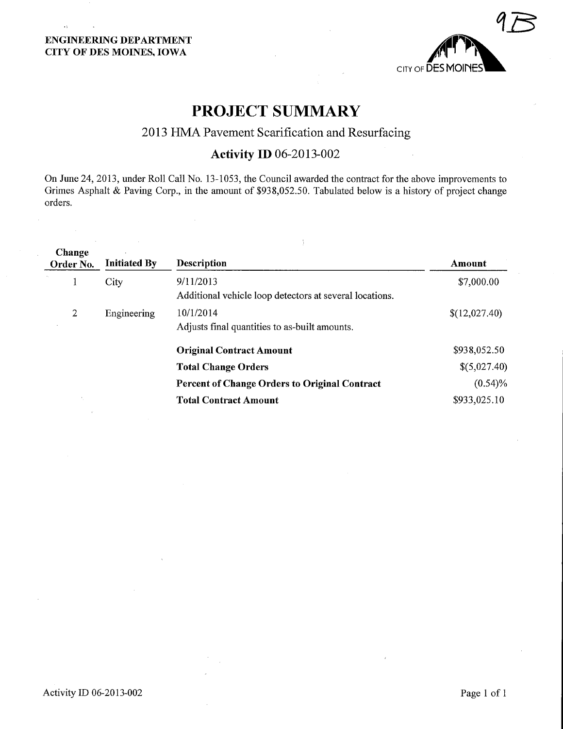**ENGINEERING DEPARTMENT**
**CITY OF DES MOINES, IOWA**

9B

# PROJECT SUMMARY

## 2013 HMA Pavement Scarification and Resurfacing

### Activity ID 06-2013-002

On June 24, 2013, under Roll Call No. 13-1053, the Council awarded the contract for the above improvements to Grimes Asphalt & Paving Corp., in the amount of $938,052.50. Tabulated below is a history of project change orders.

| Change Order No. | Initiated By | Description | Amount |
|---|---|---|---|
| 1 | City | 9/11/2013<br>Additional vehicle loop detectors at several locations. | $7,000.00 |
| 2 | Engineering | 10/1/2014<br>Adjusts final quantities to as-built amounts. | $(12,027.40) |
| | | **Original Contract Amount** | $938,052.50 |
| | | **Total Change Orders** | $(5,027.40) |
| | | **Percent of Change Orders to Original Contract** | (0.54)% |
| | | **Total Contract Amount** | $933,025.10 |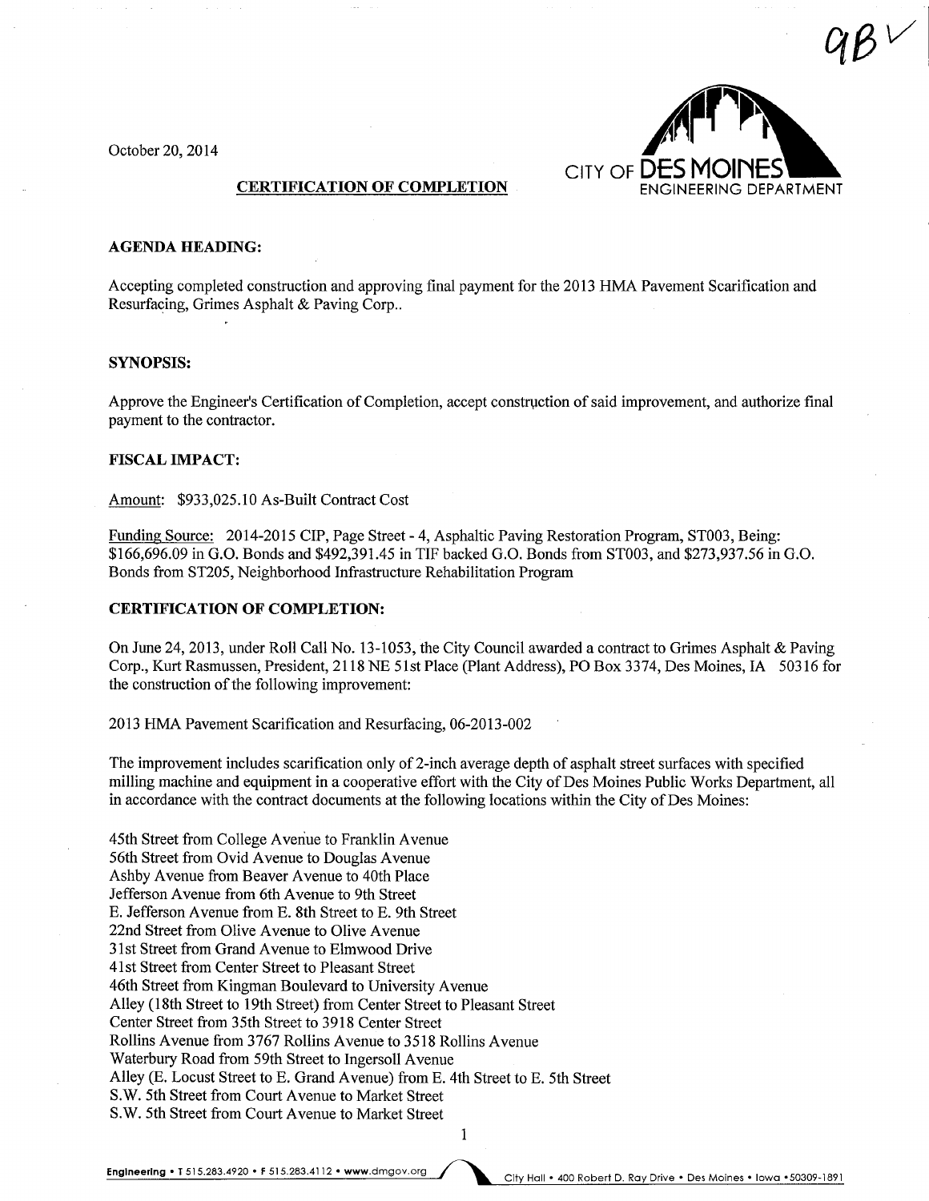9B ✓

October 20, 2014

CITY OF DES MOINES
ENGINEERING DEPARTMENT

**CERTIFICATION OF COMPLETION**

**AGENDA HEADING:**

Accepting completed construction and approving final payment for the 2013 HMA Pavement Scarification and Resurfacing, Grimes Asphalt & Paving Corp..

**SYNOPSIS:**

Approve the Engineer's Certification of Completion, accept construction of said improvement, and authorize final payment to the contractor.

**FISCAL IMPACT:**

Amount: $933,025.10 As-Built Contract Cost

Funding Source: 2014-2015 CIP, Page Street - 4, Asphaltic Paving Restoration Program, ST003, Being: $166,696.09 in G.O. Bonds and $492,391.45 in TIF backed G.O. Bonds from ST003, and $273,937.56 in G.O. Bonds from ST205, Neighborhood Infrastructure Rehabilitation Program

**CERTIFICATION OF COMPLETION:**

On June 24, 2013, under Roll Call No. 13-1053, the City Council awarded a contract to Grimes Asphalt & Paving Corp., Kurt Rasmussen, President, 2118 NE 51st Place (Plant Address), PO Box 3374, Des Moines, IA 50316 for the construction of the following improvement:

2013 HMA Pavement Scarification and Resurfacing, 06-2013-002

The improvement includes scarification only of 2-inch average depth of asphalt street surfaces with specified milling machine and equipment in a cooperative effort with the City of Des Moines Public Works Department, all in accordance with the contract documents at the following locations within the City of Des Moines:

45th Street from College Avenue to Franklin Avenue
56th Street from Ovid Avenue to Douglas Avenue
Ashby Avenue from Beaver Avenue to 40th Place
Jefferson Avenue from 6th Avenue to 9th Street
E. Jefferson Avenue from E. 8th Street to E. 9th Street
22nd Street from Olive Avenue to Olive Avenue
31st Street from Grand Avenue to Elmwood Drive
41st Street from Center Street to Pleasant Street
46th Street from Kingman Boulevard to University Avenue
Alley (18th Street to 19th Street) from Center Street to Pleasant Street
Center Street from 35th Street to 3918 Center Street
Rollins Avenue from 3767 Rollins Avenue to 3518 Rollins Avenue
Waterbury Road from 59th Street to Ingersoll Avenue
Alley (E. Locust Street to E. Grand Avenue) from E. 4th Street to E. 5th Street
S.W. 5th Street from Court Avenue to Market Street
S.W. 5th Street from Court Avenue to Market Street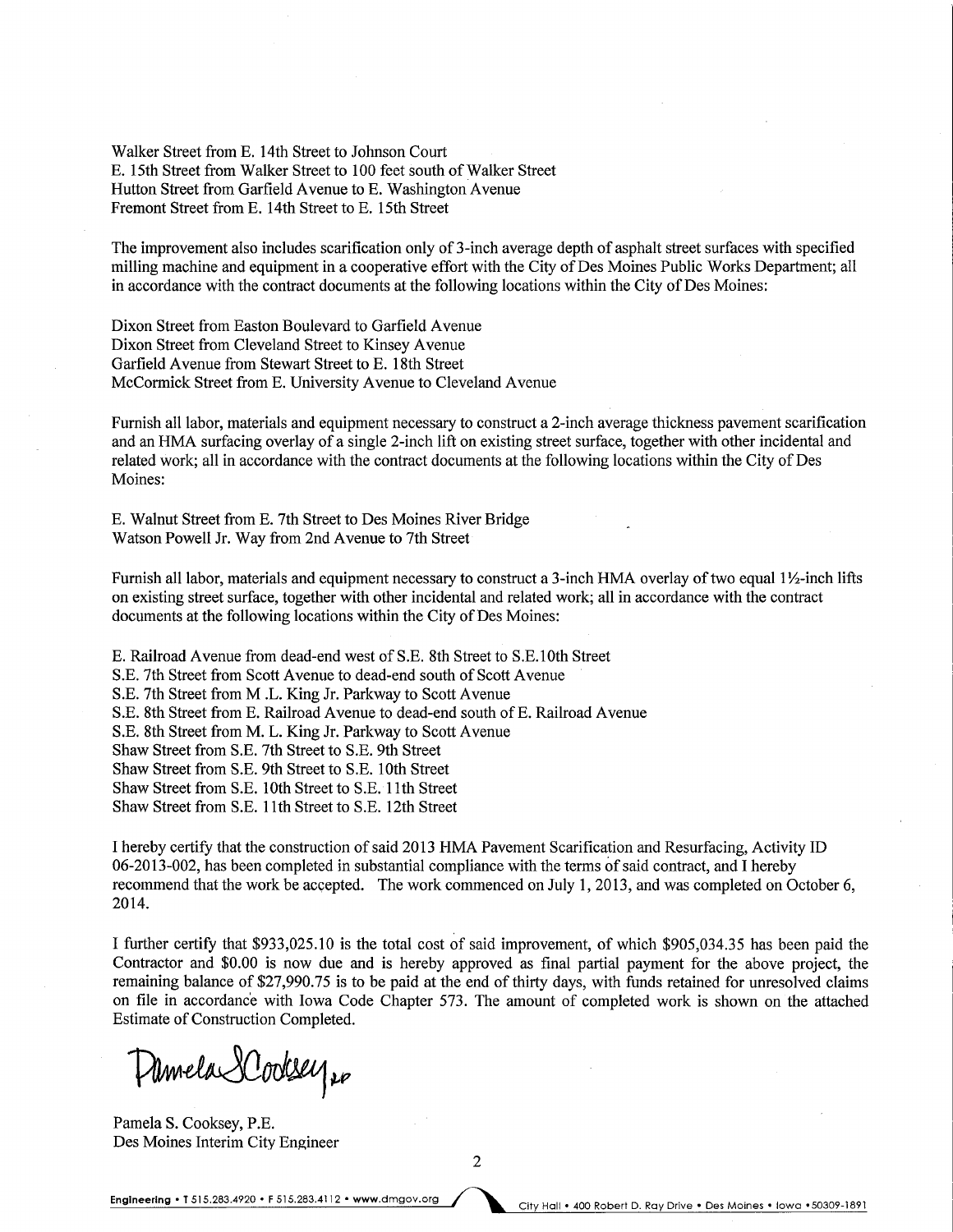Walker Street from E. 14th Street to Johnson Court
E. 15th Street from Walker Street to 100 feet south of Walker Street
Hutton Street from Garfield Avenue to E. Washington Avenue
Fremont Street from E. 14th Street to E. 15th Street

The improvement also includes scarification only of 3-inch average depth of asphalt street surfaces with specified milling machine and equipment in a cooperative effort with the City of Des Moines Public Works Department; all in accordance with the contract documents at the following locations within the City of Des Moines:

Dixon Street from Easton Boulevard to Garfield Avenue
Dixon Street from Cleveland Street to Kinsey Avenue
Garfield Avenue from Stewart Street to E. 18th Street
McCormick Street from E. University Avenue to Cleveland Avenue

Furnish all labor, materials and equipment necessary to construct a 2-inch average thickness pavement scarification and an HMA surfacing overlay of a single 2-inch lift on existing street surface, together with other incidental and related work; all in accordance with the contract documents at the following locations within the City of Des Moines:

E. Walnut Street from E. 7th Street to Des Moines River Bridge
Watson Powell Jr. Way from 2nd Avenue to 7th Street

Furnish all labor, materials and equipment necessary to construct a 3-inch HMA overlay of two equal 1½-inch lifts on existing street surface, together with other incidental and related work; all in accordance with the contract documents at the following locations within the City of Des Moines:

E. Railroad Avenue from dead-end west of S.E. 8th Street to S.E.10th Street
S.E. 7th Street from Scott Avenue to dead-end south of Scott Avenue
S.E. 7th Street from M .L. King Jr. Parkway to Scott Avenue
S.E. 8th Street from E. Railroad Avenue to dead-end south of E. Railroad Avenue
S.E. 8th Street from M. L. King Jr. Parkway to Scott Avenue
Shaw Street from S.E. 7th Street to S.E. 9th Street
Shaw Street from S.E. 9th Street to S.E. 10th Street
Shaw Street from S.E. 10th Street to S.E. 11th Street
Shaw Street from S.E. 11th Street to S.E. 12th Street

I hereby certify that the construction of said 2013 HMA Pavement Scarification and Resurfacing, Activity ID 06-2013-002, has been completed in substantial compliance with the terms of said contract, and I hereby recommend that the work be accepted. The work commenced on July 1, 2013, and was completed on October 6, 2014.

I further certify that $933,025.10 is the total cost of said improvement, of which $905,034.35 has been paid the Contractor and $0.00 is now due and is hereby approved as final partial payment for the above project, the remaining balance of $27,990.75 is to be paid at the end of thirty days, with funds retained for unresolved claims on file in accordance with Iowa Code Chapter 573. The amount of completed work is shown on the attached Estimate of Construction Completed.

Pamela S Cooksey

Pamela S. Cooksey, P.E.
Des Moines Interim City Engineer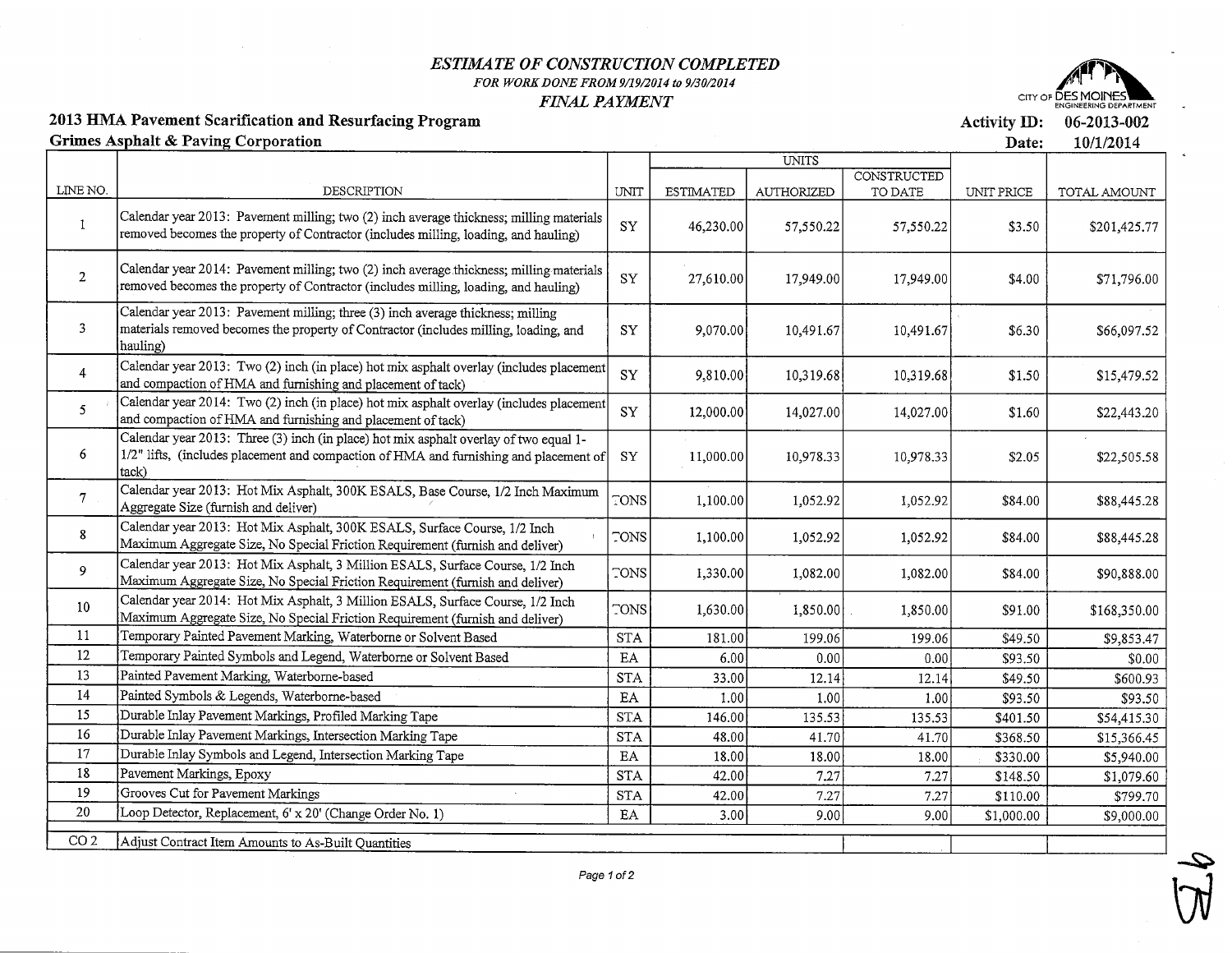*ESTIMATE OF CONSTRUCTION COMPLETED*

*FOR WORK DONE FROM 9/19/2014 to 9/30/2014*

*FINAL PAYMENT*

CITY OF DES MOINES ENGINEERING DEPARTMENT

**2013 HMA Pavement Scarification and Resurfacing Program**

**Grimes Asphalt & Paving Corporation**

**Activity ID: 06-2013-002**

**Date: 10/1/2014**

| LINE NO. | DESCRIPTION | UNIT | UNITS | | | UNIT PRICE | TOTAL AMOUNT |
|---|---|---|---|---|---|---|---|
| | | | ESTIMATED | AUTHORIZED | CONSTRUCTED TO DATE | | |
| 1 | Calendar year 2013: Pavement milling; two (2) inch average thickness; milling materials removed becomes the property of Contractor (includes milling, loading, and hauling) | SY | 46,230.00 | 57,550.22 | 57,550.22 | $3.50 | $201,425.77 |
| 2 | Calendar year 2014: Pavement milling; two (2) inch average thickness; milling materials removed becomes the property of Contractor (includes milling, loading, and hauling) | SY | 27,610.00 | 17,949.00 | 17,949.00 | $4.00 | $71,796.00 |
| 3 | Calendar year 2013: Pavement milling; three (3) inch average thickness; milling materials removed becomes the property of Contractor (includes milling, loading, and hauling) | SY | 9,070.00 | 10,491.67 | 10,491.67 | $6.30 | $66,097.52 |
| 4 | Calendar year 2013: Two (2) inch (in place) hot mix asphalt overlay (includes placement and compaction of HMA and furnishing and placement of tack) | SY | 9,810.00 | 10,319.68 | 10,319.68 | $1.50 | $15,479.52 |
| 5 | Calendar year 2014: Two (2) inch (in place) hot mix asphalt overlay (includes placement and compaction of HMA and furnishing and placement of tack) | SY | 12,000.00 | 14,027.00 | 14,027.00 | $1.60 | $22,443.20 |
| 6 | Calendar year 2013: Three (3) inch (in place) hot mix asphalt overlay of two equal 1-1/2" lifts, (includes placement and compaction of HMA and furnishing and placement of tack) | SY | 11,000.00 | 10,978.33 | 10,978.33 | $2.05 | $22,505.58 |
| 7 | Calendar year 2013: Hot Mix Asphalt, 300K ESALS, Base Course, 1/2 Inch Maximum Aggregate Size (furnish and deliver) | TONS | 1,100.00 | 1,052.92 | 1,052.92 | $84.00 | $88,445.28 |
| 8 | Calendar year 2013: Hot Mix Asphalt, 300K ESALS, Surface Course, 1/2 Inch Maximum Aggregate Size, No Special Friction Requirement (furnish and deliver) | TONS | 1,100.00 | 1,052.92 | 1,052.92 | $84.00 | $88,445.28 |
| 9 | Calendar year 2013: Hot Mix Asphalt, 3 Million ESALS, Surface Course, 1/2 Inch Maximum Aggregate Size, No Special Friction Requirement (furnish and deliver) | TONS | 1,330.00 | 1,082.00 | 1,082.00 | $84.00 | $90,888.00 |
| 10 | Calendar year 2014: Hot Mix Asphalt, 3 Million ESALS, Surface Course, 1/2 Inch Maximum Aggregate Size, No Special Friction Requirement (furnish and deliver) | TONS | 1,630.00 | 1,850.00 | 1,850.00 | $91.00 | $168,350.00 |
| 11 | Temporary Painted Pavement Marking, Waterborne or Solvent Based | STA | 181.00 | 199.06 | 199.06 | $49.50 | $9,853.47 |
| 12 | Temporary Painted Symbols and Legend, Waterborne or Solvent Based | EA | 6.00 | 0.00 | 0.00 | $93.50 | $0.00 |
| 13 | Painted Pavement Marking, Waterborne-based | STA | 33.00 | 12.14 | 12.14 | $49.50 | $600.93 |
| 14 | Painted Symbols & Legends, Waterborne-based | EA | 1.00 | 1.00 | 1.00 | $93.50 | $93.50 |
| 15 | Durable Inlay Pavement Markings, Profiled Marking Tape | STA | 146.00 | 135.53 | 135.53 | $401.50 | $54,415.30 |
| 16 | Durable Inlay Pavement Markings, Intersection Marking Tape | STA | 48.00 | 41.70 | 41.70 | $368.50 | $15,366.45 |
| 17 | Durable Inlay Symbols and Legend, Intersection Marking Tape | EA | 18.00 | 18.00 | 18.00 | $330.00 | $5,940.00 |
| 18 | Pavement Markings, Epoxy | STA | 42.00 | 7.27 | 7.27 | $148.50 | $1,079.60 |
| 19 | Grooves Cut for Pavement Markings | STA | 42.00 | 7.27 | 7.27 | $110.00 | $799.70 |
| 20 | Loop Detector, Replacement, 6' x 20' (Change Order No. 1) | EA | 3.00 | 9.00 | 9.00 | $1,000.00 | $9,000.00 |
| CO 2 | Adjust Contract Item Amounts to As-Built Quantities | | | | | | |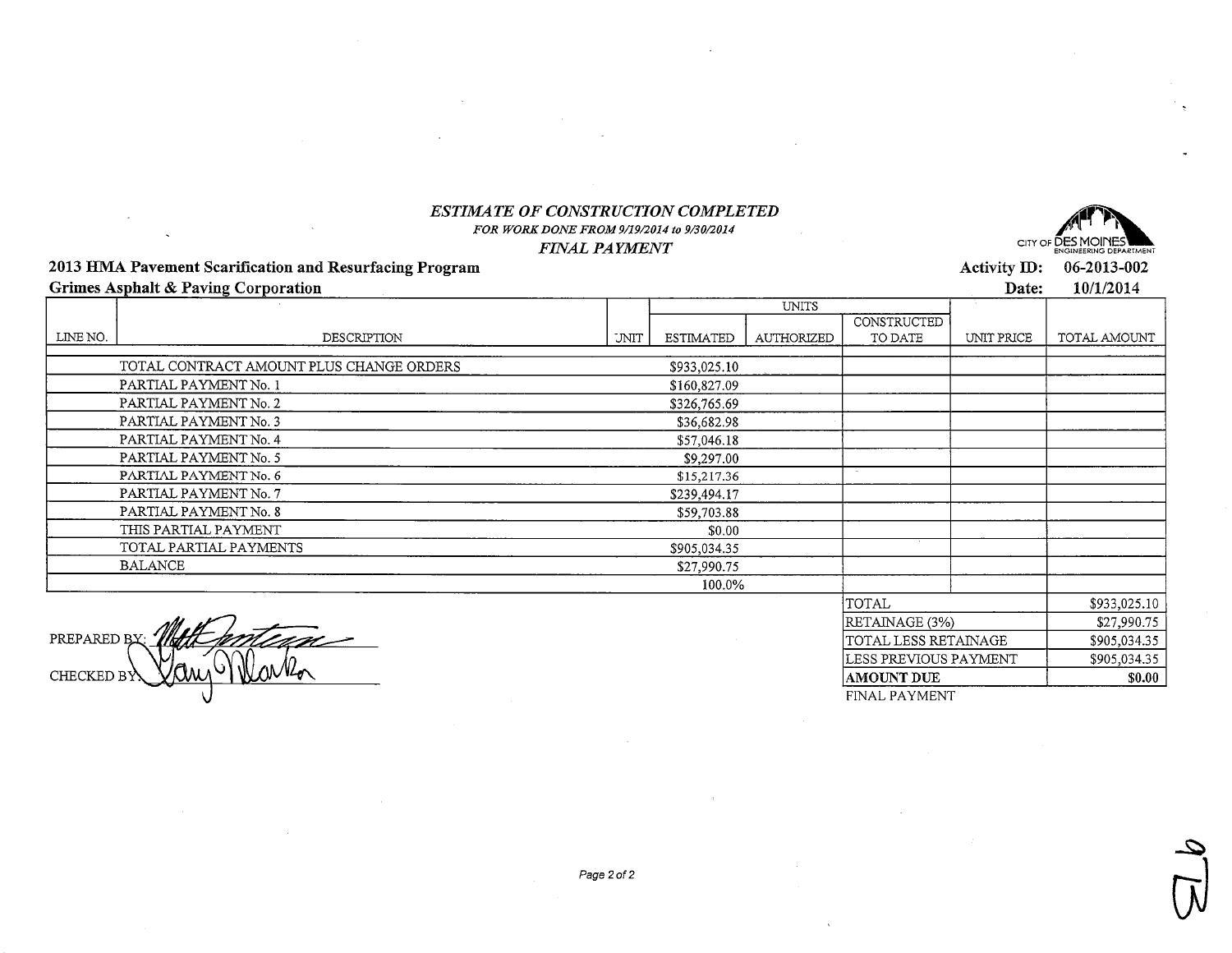*ESTIMATE OF CONSTRUCTION COMPLETED*

*FOR WORK DONE FROM 9/19/2014 to 9/30/2014*

*FINAL PAYMENT*

CITY OF DES MOINES ENGINEERING DEPARTMENT

**2013 HMA Pavement Scarification and Resurfacing Program** **Activity ID: 06-2013-002**

**Grimes Asphalt & Paving Corporation** **Date: 10/1/2014**

| LINE NO. | DESCRIPTION | UNIT | UNITS ESTIMATED | UNITS AUTHORIZED | UNITS CONSTRUCTED TO DATE | UNIT PRICE | TOTAL AMOUNT |
|---|---|---|---|---|---|---|---|
| | TOTAL CONTRACT AMOUNT PLUS CHANGE ORDERS | | $933,025.10 | | | | |
| | PARTIAL PAYMENT No. 1 | | $160,827.09 | | | | |
| | PARTIAL PAYMENT No. 2 | | $326,765.69 | | | | |
| | PARTIAL PAYMENT No. 3 | | $36,682.98 | | | | |
| | PARTIAL PAYMENT No. 4 | | $57,046.18 | | | | |
| | PARTIAL PAYMENT No. 5 | | $9,297.00 | | | | |
| | PARTIAL PAYMENT No. 6 | | $15,217.36 | | | | |
| | PARTIAL PAYMENT No. 7 | | $239,494.17 | | | | |
| | PARTIAL PAYMENT No. 8 | | $59,703.88 | | | | |
| | THIS PARTIAL PAYMENT | | $0.00 | | | | |
| | TOTAL PARTIAL PAYMENTS | | $905,034.35 | | | | |
| | BALANCE | | $27,990.75 | | | | |
| | | | 100.0% | | | | |

| | |
|---|---|
| TOTAL | $933,025.10 |
| RETAINAGE (3%) | $27,990.75 |
| TOTAL LESS RETAINAGE | $905,034.35 |
| LESS PREVIOUS PAYMENT | $905,034.35 |
| **AMOUNT DUE** | **$0.00** |
| FINAL PAYMENT | |

PREPARED BY: Matt [signature]

CHECKED BY: Larry Clark [signature]

9 13